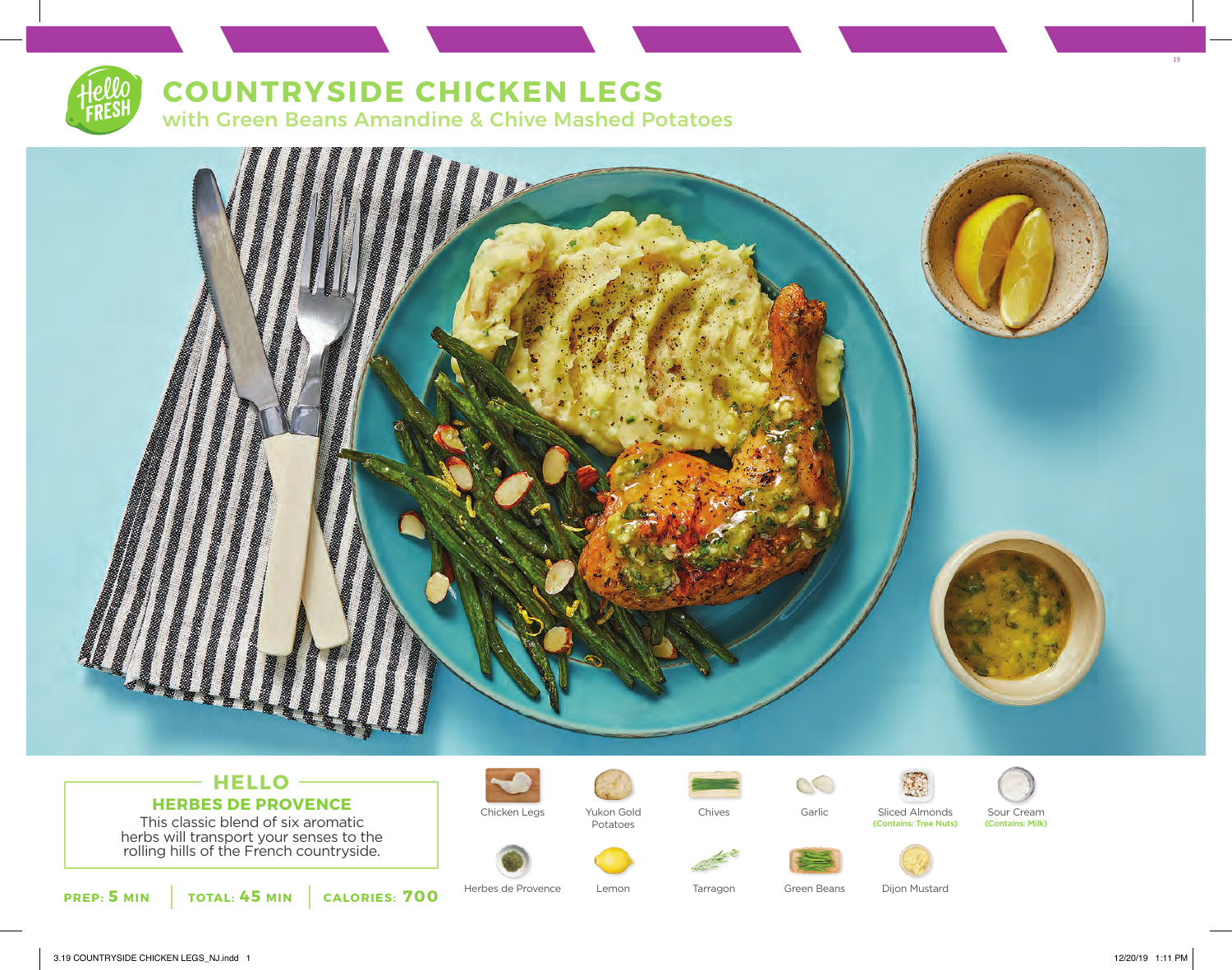# COUNTRYSIDE CHICKEN LEGS

## with Green Beans Amandine & Chive Mashed Potatoes

### HELLO

**HERBES DE PROVENCE**

This classic blend of six aromatic herbs will transport your senses to the rolling hills of the French countryside.

**PREP: 5 MIN** | **TOTAL: 45 MIN** | **CALORIES: 700**

- Chicken Legs
- Yukon Gold Potatoes
- Chives
- Garlic
- Sliced Almonds (Contains: Tree Nuts)
- Sour Cream (Contains: Milk)
- Herbes de Provence
- Lemon
- Tarragon
- Green Beans
- Dijon Mustard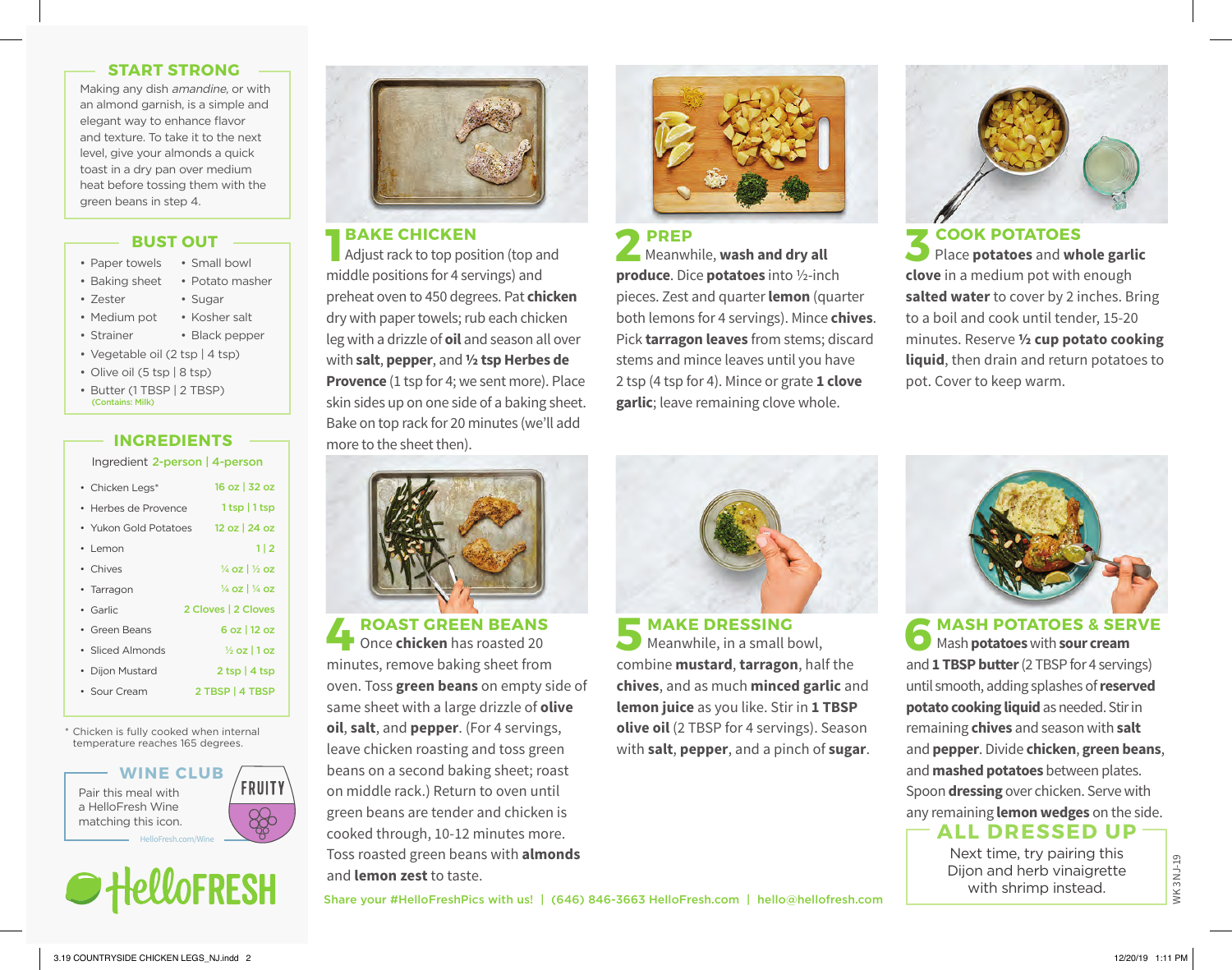## START STRONG

Making any dish *amandine*, or with an almond garnish, is a simple and elegant way to enhance flavor and texture. To take it to the next level, give your almonds a quick toast in a dry pan over medium heat before tossing them with the green beans in step 4.

## BUST OUT

- Paper towels
- Baking sheet
- Zester
- Medium pot
- Strainer
- Small bowl
- Potato masher
- Sugar
- Kosher salt
- Black pepper
- Vegetable oil (2 tsp | 4 tsp)
- Olive oil (5 tsp | 8 tsp)
- Butter (1 TBSP | 2 TBSP) (Contains: Milk)

## INGREDIENTS

| Ingredient | 2-person \| 4-person |
|---|---|
| Chicken Legs* | 16 oz \| 32 oz |
| Herbes de Provence | 1 tsp \| 1 tsp |
| Yukon Gold Potatoes | 12 oz \| 24 oz |
| Lemon | 1 \| 2 |
| Chives | ¼ oz \| ½ oz |
| Tarragon | ¼ oz \| ¼ oz |
| Garlic | 2 Cloves \| 2 Cloves |
| Green Beans | 6 oz \| 12 oz |
| Sliced Almonds | ½ oz \| 1 oz |
| Dijon Mustard | 2 tsp \| 4 tsp |
| Sour Cream | 2 TBSP \| 4 TBSP |

\* Chicken is fully cooked when internal temperature reaches 165 degrees.

## WINE CLUB

Pair this meal with a HelloFresh Wine matching this icon.

FRUITY

HelloFresh.com/Wine

HelloFRESH

## 1 BAKE CHICKEN

Adjust rack to top position (top and middle positions for 4 servings) and preheat oven to 450 degrees. Pat **chicken** dry with paper towels; rub each chicken leg with a drizzle of **oil** and season all over with **salt**, **pepper**, and **½ tsp Herbes de Provence** (1 tsp for 4; we sent more). Place skin sides up on one side of a baking sheet. Bake on top rack for 20 minutes (we'll add more to the sheet then).

## 2 PREP

Meanwhile, **wash and dry all produce**. Dice **potatoes** into ½-inch pieces. Zest and quarter **lemon** (quarter both lemons for 4 servings). Mince **chives**. Pick **tarragon leaves** from stems; discard stems and mince leaves until you have 2 tsp (4 tsp for 4). Mince or grate **1 clove garlic**; leave remaining clove whole.

## 3 COOK POTATOES

Place **potatoes** and **whole garlic clove** in a medium pot with enough **salted water** to cover by 2 inches. Bring to a boil and cook until tender, 15-20 minutes. Reserve **½ cup potato cooking liquid**, then drain and return potatoes to pot. Cover to keep warm.

## 4 ROAST GREEN BEANS

Once **chicken** has roasted 20 minutes, remove baking sheet from oven. Toss **green beans** on empty side of same sheet with a large drizzle of **olive oil**, **salt**, and **pepper**. (For 4 servings, leave chicken roasting and toss green beans on a second baking sheet; roast on middle rack.) Return to oven until green beans are tender and chicken is cooked through, 10-12 minutes more. Toss roasted green beans with **almonds** and **lemon zest** to taste.

## 5 MAKE DRESSING

Meanwhile, in a small bowl, combine **mustard**, **tarragon**, half the **chives**, and as much **minced garlic** and **lemon juice** as you like. Stir in **1 TBSP olive oil** (2 TBSP for 4 servings). Season with **salt**, **pepper**, and a pinch of **sugar**.

## 6 MASH POTATOES & SERVE

Mash **potatoes** with **sour cream** and **1 TBSP butter** (2 TBSP for 4 servings) until smooth, adding splashes of **reserved potato cooking liquid** as needed. Stir in remaining **chives** and season with **salt** and **pepper**. Divide **chicken**, **green beans**, and **mashed potatoes** between plates. Spoon **dressing** over chicken. Serve with any remaining **lemon wedges** on the side.

## ALL DRESSED UP

Next time, try pairing this Dijon and herb vinaigrette with shrimp instead.

Share your #HelloFreshPics with us! | (646) 846-3663 HelloFresh.com | hello@hellofresh.com

WK 3 NJ-19